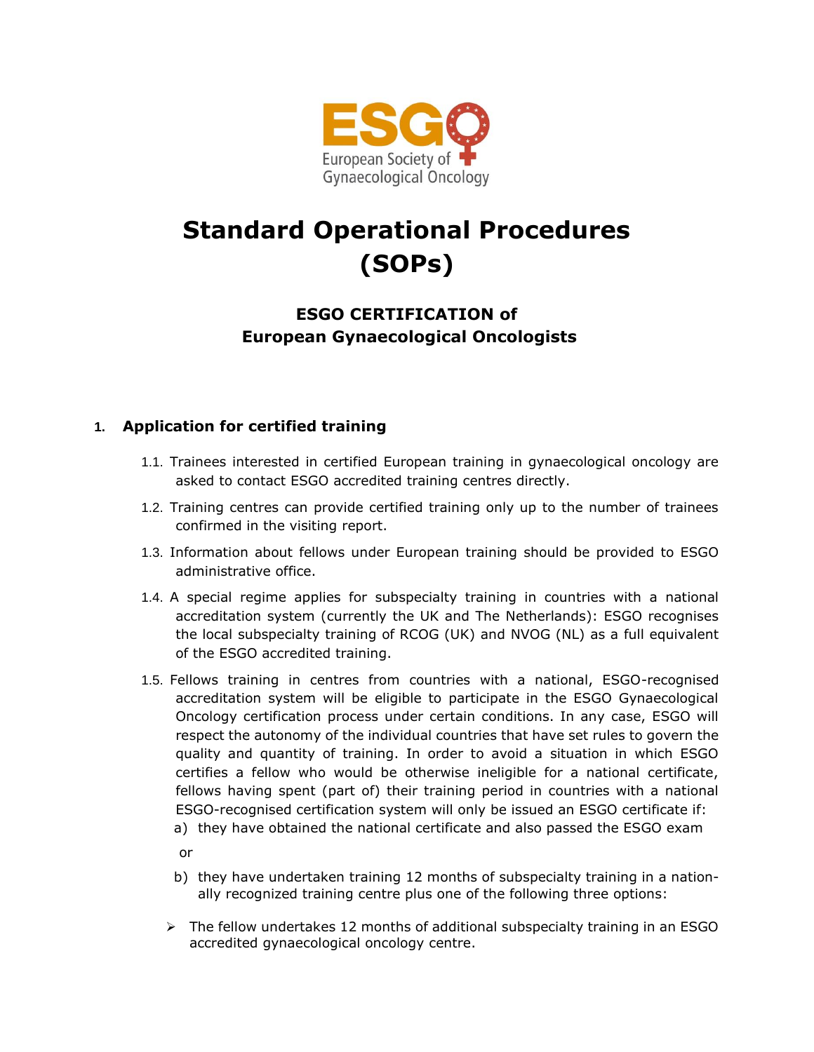ESGO

European Society of Gynaecological Oncology

# Standard Operational Procedures (SOPs)

## ESGO CERTIFICATION of European Gynaecological Oncologists

### 1. Application for certified training

1.1. Trainees interested in certified European training in gynaecological oncology are asked to contact ESGO accredited training centres directly.

1.2. Training centres can provide certified training only up to the number of trainees confirmed in the visiting report.

1.3. Information about fellows under European training should be provided to ESGO administrative office.

1.4. A special regime applies for subspecialty training in countries with a national accreditation system (currently the UK and The Netherlands): ESGO recognises the local subspecialty training of RCOG (UK) and NVOG (NL) as a full equivalent of the ESGO accredited training.

1.5. Fellows training in centres from countries with a national, ESGO-recognised accreditation system will be eligible to participate in the ESGO Gynaecological Oncology certification process under certain conditions. In any case, ESGO will respect the autonomy of the individual countries that have set rules to govern the quality and quantity of training. In order to avoid a situation in which ESGO certifies a fellow who would be otherwise ineligible for a national certificate, fellows having spent (part of) their training period in countries with a national ESGO-recognised certification system will only be issued an ESGO certificate if:

a) they have obtained the national certificate and also passed the ESGO exam

or

b) they have undertaken training 12 months of subspecialty training in a nationally recognized training centre plus one of the following three options:

- The fellow undertakes 12 months of additional subspecialty training in an ESGO accredited gynaecological oncology centre.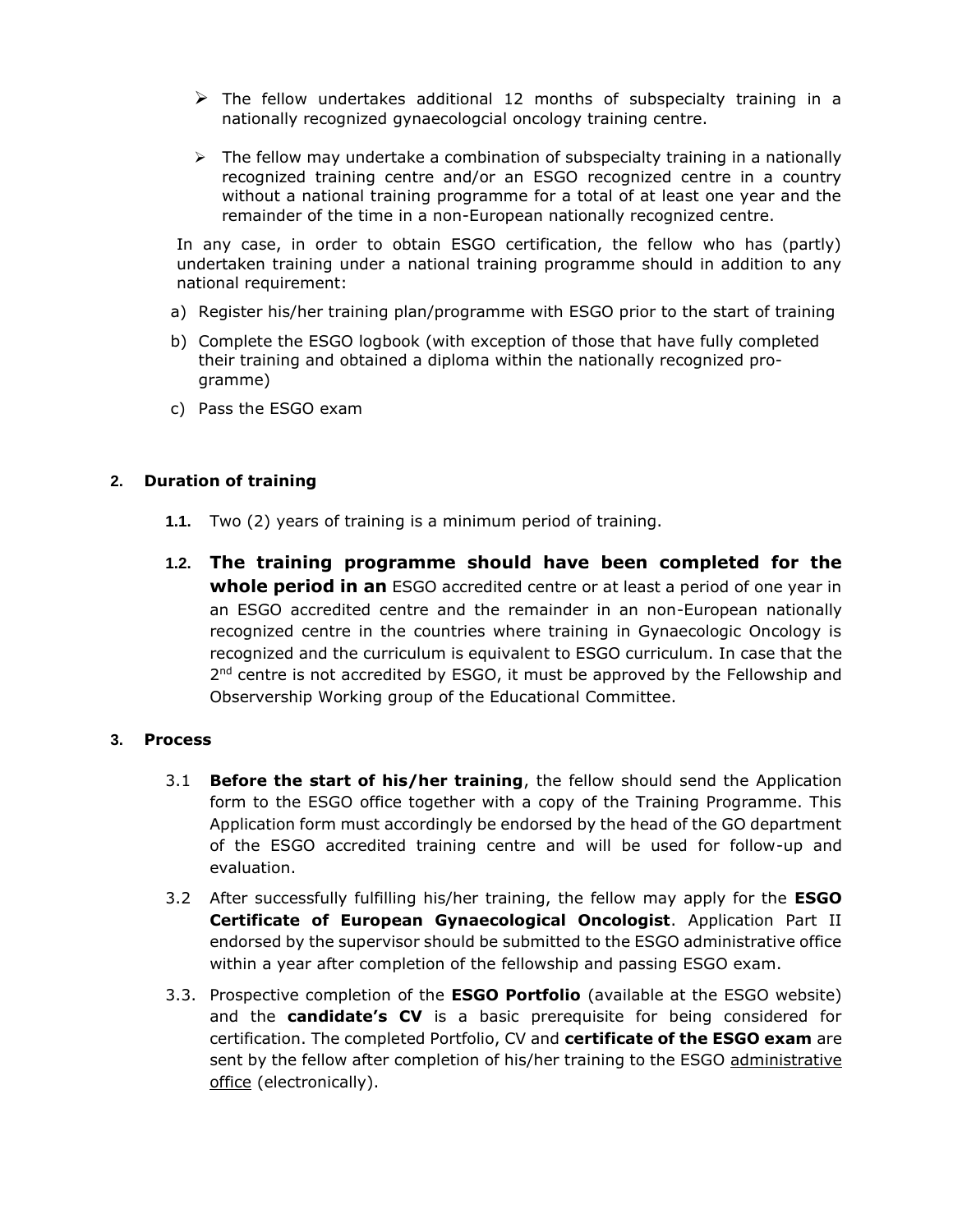- ➢ The fellow undertakes additional 12 months of subspecialty training in a nationally recognized gynaecologcial oncology training centre.
- ➢ The fellow may undertake a combination of subspecialty training in a nationally recognized training centre and/or an ESGO recognized centre in a country without a national training programme for a total of at least one year and the remainder of the time in a non-European nationally recognized centre.

In any case, in order to obtain ESGO certification, the fellow who has (partly) undertaken training under a national training programme should in addition to any national requirement:

a) Register his/her training plan/programme with ESGO prior to the start of training

b) Complete the ESGO logbook (with exception of those that have fully completed their training and obtained a diploma within the nationally recognized programme)

c) Pass the ESGO exam

## 2. Duration of training

**1.1.** Two (2) years of training is a minimum period of training.

**1.2.** **The training programme should have been completed for the whole period in an** ESGO accredited centre or at least a period of one year in an ESGO accredited centre and the remainder in an non-European nationally recognized centre in the countries where training in Gynaecologic Oncology is recognized and the curriculum is equivalent to ESGO curriculum. In case that the 2nd centre is not accredited by ESGO, it must be approved by the Fellowship and Observership Working group of the Educational Committee.

## 3. Process

3.1 **Before the start of his/her training**, the fellow should send the Application form to the ESGO office together with a copy of the Training Programme. This Application form must accordingly be endorsed by the head of the GO department of the ESGO accredited training centre and will be used for follow-up and evaluation.

3.2 After successfully fulfilling his/her training, the fellow may apply for the **ESGO Certificate of European Gynaecological Oncologist**. Application Part II endorsed by the supervisor should be submitted to the ESGO administrative office within a year after completion of the fellowship and passing ESGO exam.

3.3. Prospective completion of the **ESGO Portfolio** (available at the ESGO website) and the **candidate's CV** is a basic prerequisite for being considered for certification. The completed Portfolio, CV and **certificate of the ESGO exam** are sent by the fellow after completion of his/her training to the ESGO administrative office (electronically).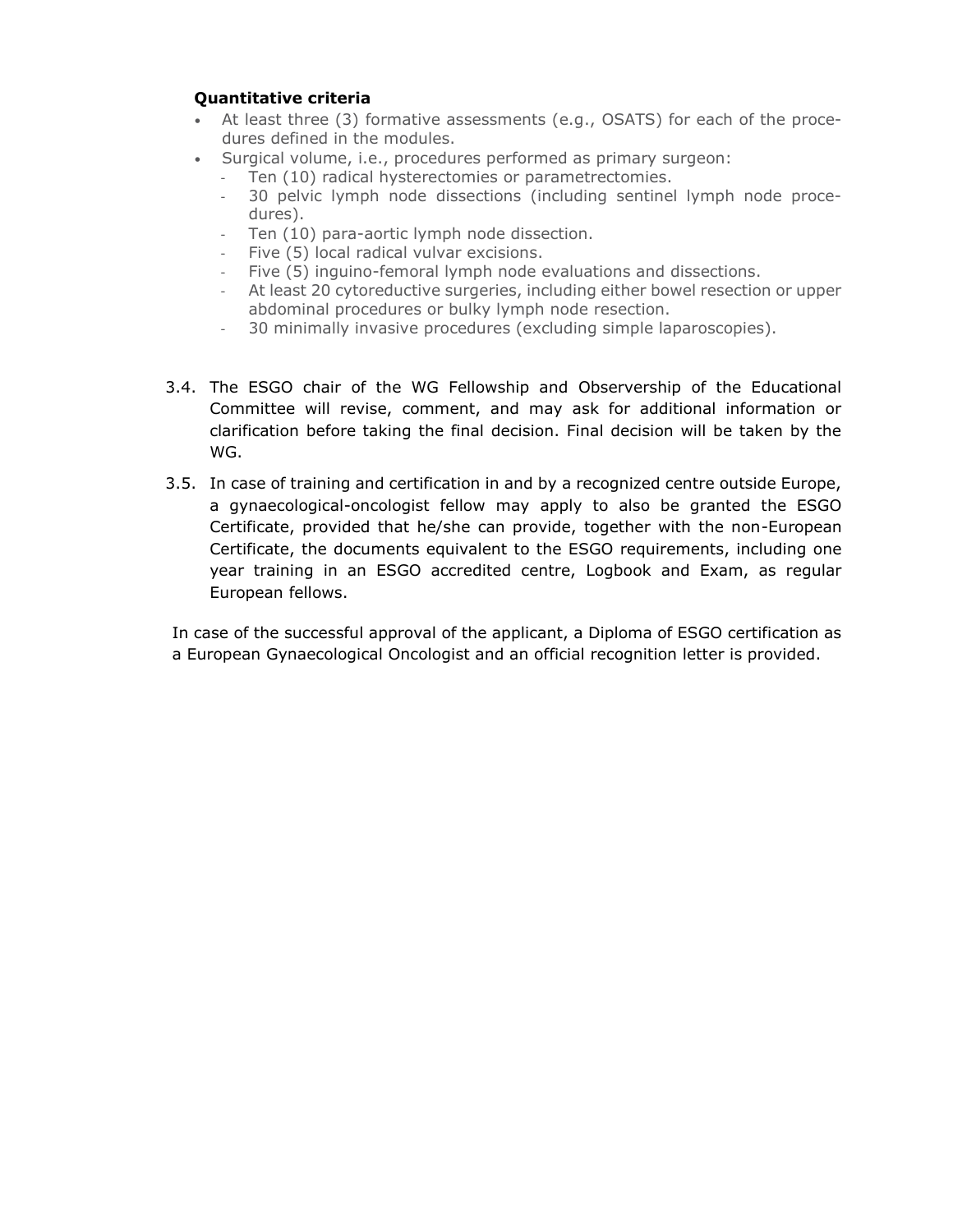**Quantitative criteria**

- At least three (3) formative assessments (e.g., OSATS) for each of the procedures defined in the modules.
- Surgical volume, i.e., procedures performed as primary surgeon:
  - Ten (10) radical hysterectomies or parametrectomies.
  - 30 pelvic lymph node dissections (including sentinel lymph node procedures).
  - Ten (10) para-aortic lymph node dissection.
  - Five (5) local radical vulvar excisions.
  - Five (5) inguino-femoral lymph node evaluations and dissections.
  - At least 20 cytoreductive surgeries, including either bowel resection or upper abdominal procedures or bulky lymph node resection.
  - 30 minimally invasive procedures (excluding simple laparoscopies).

3.4. The ESGO chair of the WG Fellowship and Observership of the Educational Committee will revise, comment, and may ask for additional information or clarification before taking the final decision. Final decision will be taken by the WG.

3.5. In case of training and certification in and by a recognized centre outside Europe, a gynaecological-oncologist fellow may apply to also be granted the ESGO Certificate, provided that he/she can provide, together with the non-European Certificate, the documents equivalent to the ESGO requirements, including one year training in an ESGO accredited centre, Logbook and Exam, as regular European fellows.

In case of the successful approval of the applicant, a Diploma of ESGO certification as a European Gynaecological Oncologist and an official recognition letter is provided.